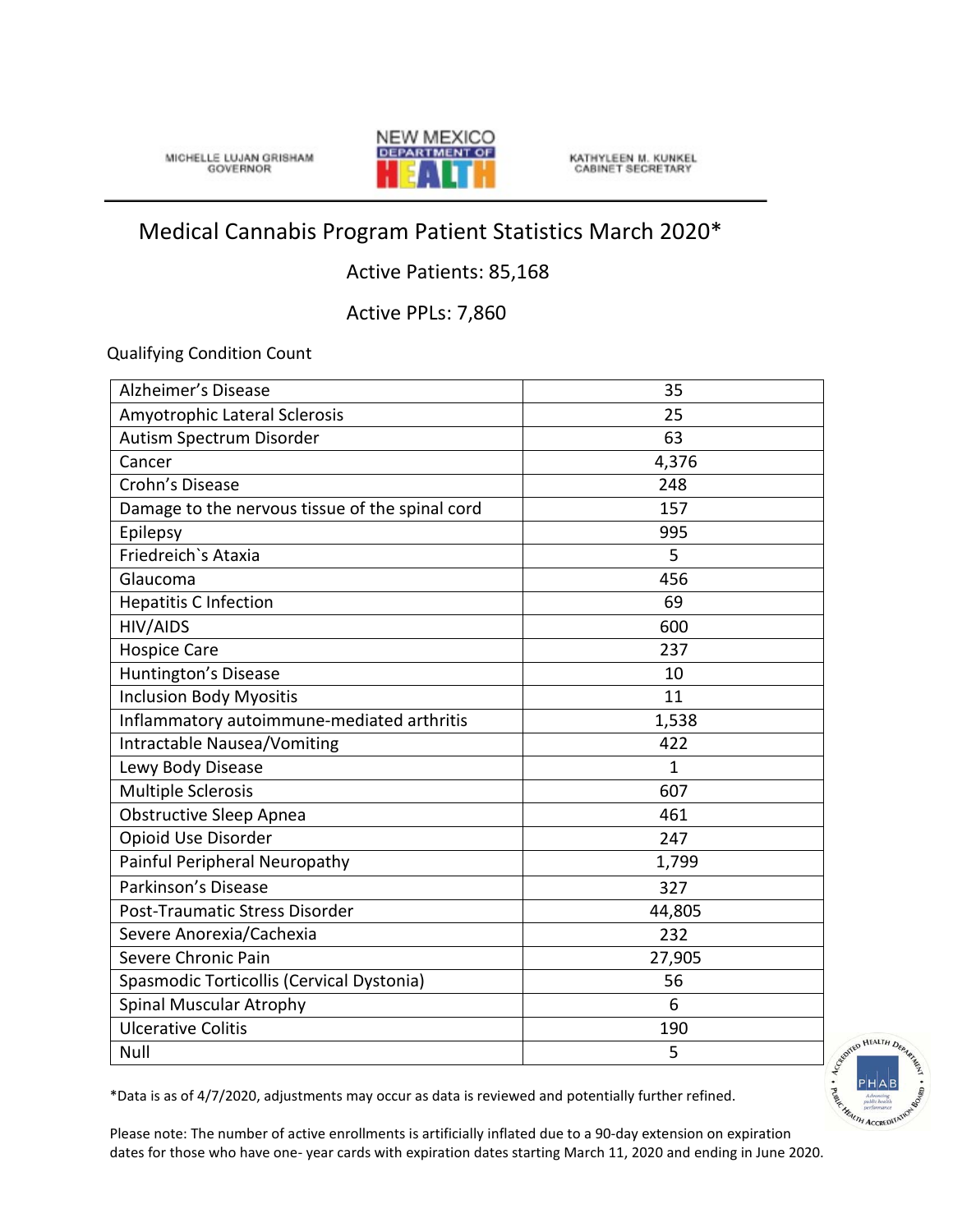MICHELLE LUJAN GRISHAM
GOVERNOR

NEW MEXICO
DEPARTMENT OF
HEALTH

KATHYLEEN M. KUNKEL
CABINET SECRETARY

# Medical Cannabis Program Patient Statistics March 2020*

## Active Patients: 85,168

## Active PPLs: 7,860

Qualifying Condition Count

| Condition | Count |
|---|---|
| Alzheimer's Disease | 35 |
| Amyotrophic Lateral Sclerosis | 25 |
| Autism Spectrum Disorder | 63 |
| Cancer | 4,376 |
| Crohn's Disease | 248 |
| Damage to the nervous tissue of the spinal cord | 157 |
| Epilepsy | 995 |
| Friedreich`s Ataxia | 5 |
| Glaucoma | 456 |
| Hepatitis C Infection | 69 |
| HIV/AIDS | 600 |
| Hospice Care | 237 |
| Huntington's Disease | 10 |
| Inclusion Body Myositis | 11 |
| Inflammatory autoimmune-mediated arthritis | 1,538 |
| Intractable Nausea/Vomiting | 422 |
| Lewy Body Disease | 1 |
| Multiple Sclerosis | 607 |
| Obstructive Sleep Apnea | 461 |
| Opioid Use Disorder | 247 |
| Painful Peripheral Neuropathy | 1,799 |
| Parkinson's Disease | 327 |
| Post-Traumatic Stress Disorder | 44,805 |
| Severe Anorexia/Cachexia | 232 |
| Severe Chronic Pain | 27,905 |
| Spasmodic Torticollis (Cervical Dystonia) | 56 |
| Spinal Muscular Atrophy | 6 |
| Ulcerative Colitis | 190 |
| Null | 5 |

*Data is as of 4/7/2020, adjustments may occur as data is reviewed and potentially further refined.

Please note: The number of active enrollments is artificially inflated due to a 90-day extension on expiration dates for those who have one- year cards with expiration dates starting March 11, 2020 and ending in June 2020.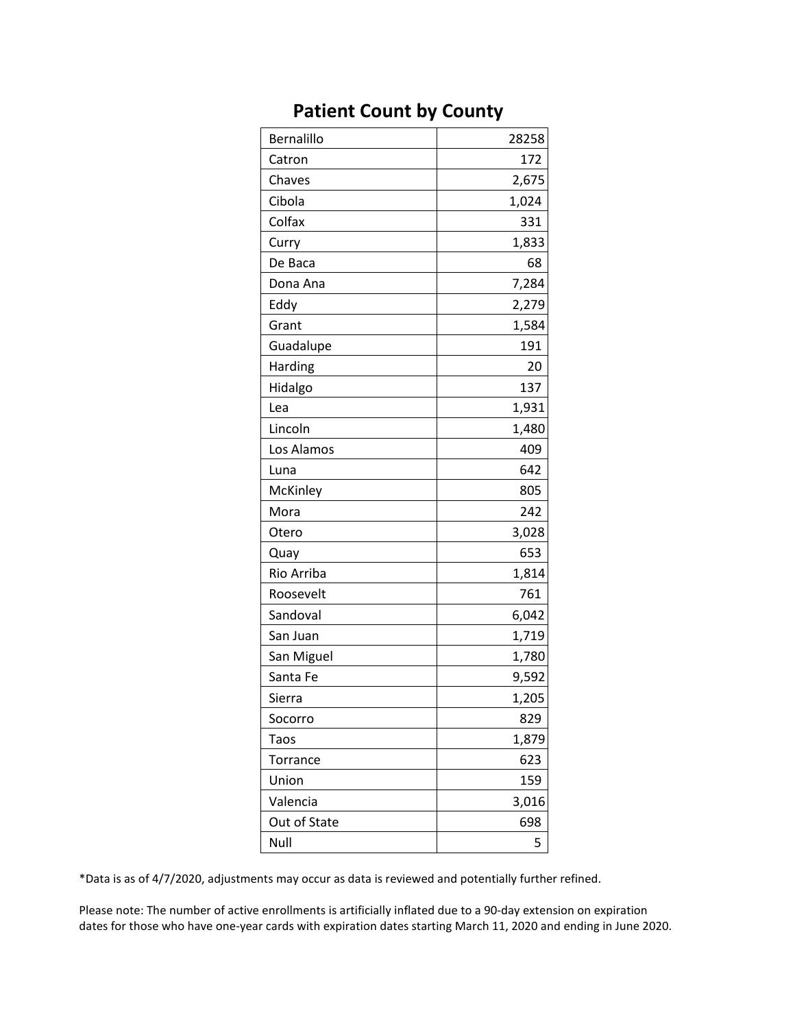## Patient Count by County

| | |
|---|---|
| Bernalillo | 28258 |
| Catron | 172 |
| Chaves | 2,675 |
| Cibola | 1,024 |
| Colfax | 331 |
| Curry | 1,833 |
| De Baca | 68 |
| Dona Ana | 7,284 |
| Eddy | 2,279 |
| Grant | 1,584 |
| Guadalupe | 191 |
| Harding | 20 |
| Hidalgo | 137 |
| Lea | 1,931 |
| Lincoln | 1,480 |
| Los Alamos | 409 |
| Luna | 642 |
| McKinley | 805 |
| Mora | 242 |
| Otero | 3,028 |
| Quay | 653 |
| Rio Arriba | 1,814 |
| Roosevelt | 761 |
| Sandoval | 6,042 |
| San Juan | 1,719 |
| San Miguel | 1,780 |
| Santa Fe | 9,592 |
| Sierra | 1,205 |
| Socorro | 829 |
| Taos | 1,879 |
| Torrance | 623 |
| Union | 159 |
| Valencia | 3,016 |
| Out of State | 698 |
| Null | 5 |

*Data is as of 4/7/2020, adjustments may occur as data is reviewed and potentially further refined.

Please note: The number of active enrollments is artificially inflated due to a 90-day extension on expiration dates for those who have one-year cards with expiration dates starting March 11, 2020 and ending in June 2020.